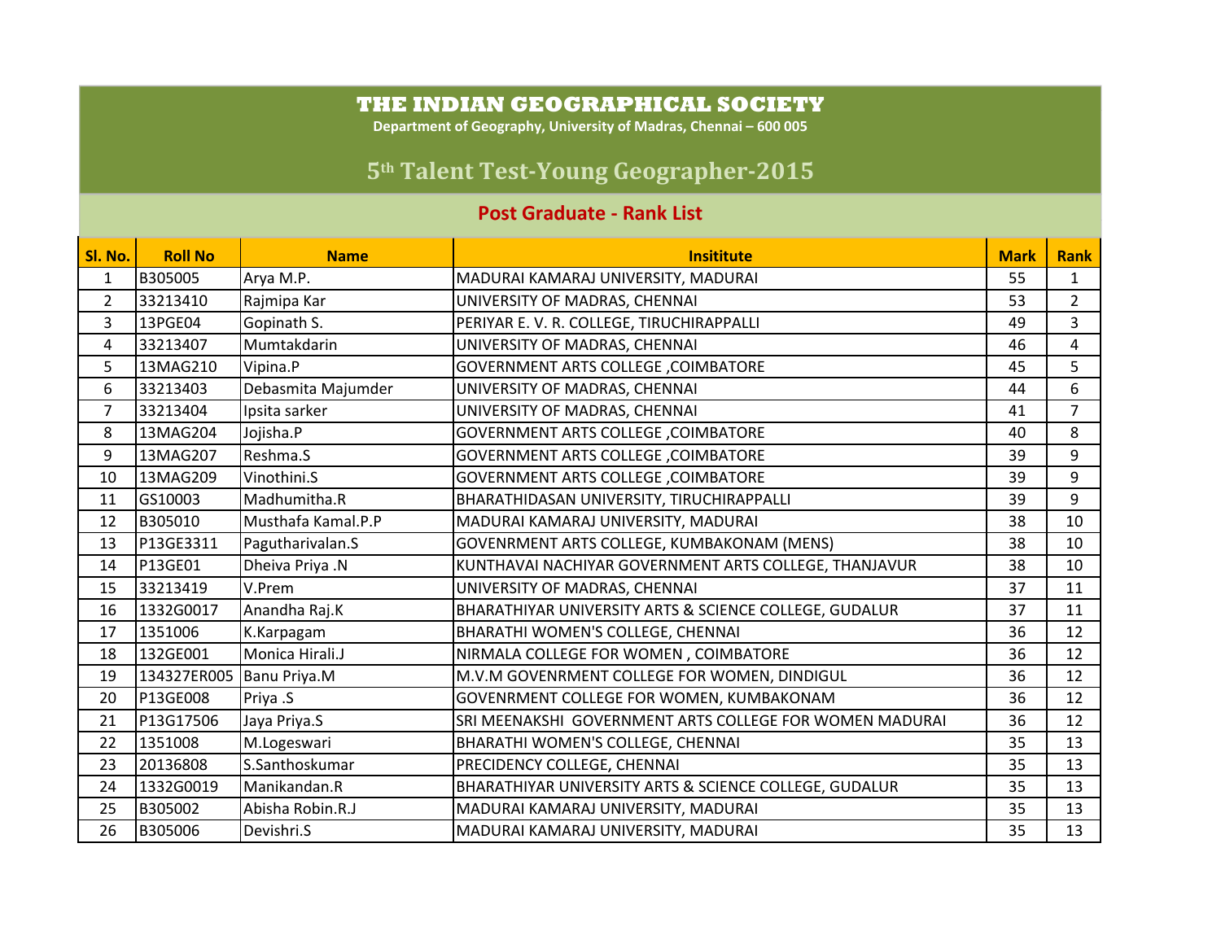# THE INDIAN GEOGRAPHICAL SOCIETY

**Department of Geography, University of Madras, Chennai – 600 005**

## 5th Talent Test-Young Geographer-2015

### Post Graduate - Rank List

| Sl. No. | Roll No | Name | Insititute | Mark | Rank |
|---|---|---|---|---|---|
| 1 | B305005 | Arya M.P. | MADURAI KAMARAJ UNIVERSITY, MADURAI | 55 | 1 |
| 2 | 33213410 | Rajmipa Kar | UNIVERSITY OF MADRAS, CHENNAI | 53 | 2 |
| 3 | 13PGE04 | Gopinath S. | PERIYAR E. V. R. COLLEGE, TIRUCHIRAPPALLI | 49 | 3 |
| 4 | 33213407 | Mumtakdarin | UNIVERSITY OF MADRAS, CHENNAI | 46 | 4 |
| 5 | 13MAG210 | Vipina.P | GOVERNMENT ARTS COLLEGE ,COIMBATORE | 45 | 5 |
| 6 | 33213403 | Debasmita Majumder | UNIVERSITY OF MADRAS, CHENNAI | 44 | 6 |
| 7 | 33213404 | Ipsita sarker | UNIVERSITY OF MADRAS, CHENNAI | 41 | 7 |
| 8 | 13MAG204 | Jojisha.P | GOVERNMENT ARTS COLLEGE ,COIMBATORE | 40 | 8 |
| 9 | 13MAG207 | Reshma.S | GOVERNMENT ARTS COLLEGE ,COIMBATORE | 39 | 9 |
| 10 | 13MAG209 | Vinothini.S | GOVERNMENT ARTS COLLEGE ,COIMBATORE | 39 | 9 |
| 11 | GS10003 | Madhumitha.R | BHARATHIDASAN UNIVERSITY, TIRUCHIRAPPALLI | 39 | 9 |
| 12 | B305010 | Musthafa Kamal.P.P | MADURAI KAMARAJ UNIVERSITY, MADURAI | 38 | 10 |
| 13 | P13GE3311 | Pagutharivalan.S | GOVENRMENT ARTS COLLEGE, KUMBAKONAM (MENS) | 38 | 10 |
| 14 | P13GE01 | Dheiva Priya .N | KUNTHAVAI NACHIYAR GOVERNMENT ARTS COLLEGE, THANJAVUR | 38 | 10 |
| 15 | 33213419 | V.Prem | UNIVERSITY OF MADRAS, CHENNAI | 37 | 11 |
| 16 | 1332G0017 | Anandha Raj.K | BHARATHIYAR UNIVERSITY ARTS & SCIENCE COLLEGE, GUDALUR | 37 | 11 |
| 17 | 1351006 | K.Karpagam | BHARATHI WOMEN'S COLLEGE, CHENNAI | 36 | 12 |
| 18 | 132GE001 | Monica Hirali.J | NIRMALA COLLEGE FOR WOMEN , COIMBATORE | 36 | 12 |
| 19 | 134327ER005 | Banu Priya.M | M.V.M GOVENRMENT COLLEGE FOR WOMEN, DINDIGUL | 36 | 12 |
| 20 | P13GE008 | Priya .S | GOVENRMENT COLLEGE FOR WOMEN, KUMBAKONAM | 36 | 12 |
| 21 | P13G17506 | Jaya Priya.S | SRI MEENAKSHI GOVERNMENT ARTS COLLEGE FOR WOMEN MADURAI | 36 | 12 |
| 22 | 1351008 | M.Logeswari | BHARATHI WOMEN'S COLLEGE, CHENNAI | 35 | 13 |
| 23 | 20136808 | S.Santhoskumar | PRECIDENCY COLLEGE, CHENNAI | 35 | 13 |
| 24 | 1332G0019 | Manikandan.R | BHARATHIYAR UNIVERSITY ARTS & SCIENCE COLLEGE, GUDALUR | 35 | 13 |
| 25 | B305002 | Abisha Robin.R.J | MADURAI KAMARAJ UNIVERSITY, MADURAI | 35 | 13 |
| 26 | B305006 | Devishri.S | MADURAI KAMARAJ UNIVERSITY, MADURAI | 35 | 13 |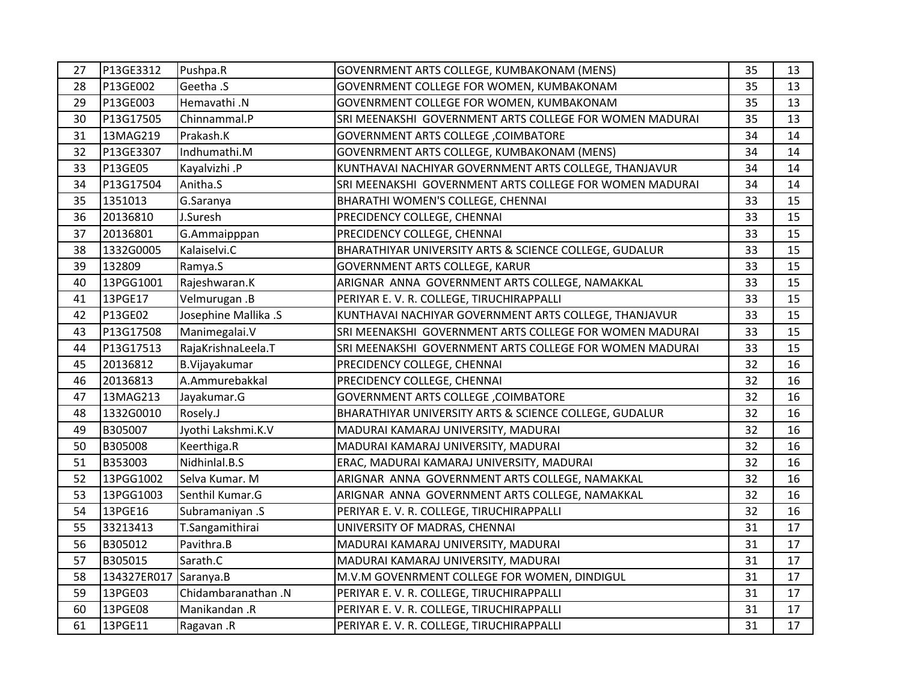| 27 | P13GE3312 | Pushpa.R | GOVENRMENT ARTS COLLEGE, KUMBAKONAM (MENS) | 35 | 13 |
|---|---|---|---|---|---|
| 28 | P13GE002 | Geetha .S | GOVENRMENT COLLEGE FOR WOMEN, KUMBAKONAM | 35 | 13 |
| 29 | P13GE003 | Hemavathi .N | GOVENRMENT COLLEGE FOR WOMEN, KUMBAKONAM | 35 | 13 |
| 30 | P13G17505 | Chinnammal.P | SRI MEENAKSHI GOVERNMENT ARTS COLLEGE FOR WOMEN MADURAI | 35 | 13 |
| 31 | 13MAG219 | Prakash.K | GOVERNMENT ARTS COLLEGE ,COIMBATORE | 34 | 14 |
| 32 | P13GE3307 | Indhumathi.M | GOVENRMENT ARTS COLLEGE, KUMBAKONAM (MENS) | 34 | 14 |
| 33 | P13GE05 | Kayalvizhi .P | KUNTHAVAI NACHIYAR GOVERNMENT ARTS COLLEGE, THANJAVUR | 34 | 14 |
| 34 | P13G17504 | Anitha.S | SRI MEENAKSHI GOVERNMENT ARTS COLLEGE FOR WOMEN MADURAI | 34 | 14 |
| 35 | 1351013 | G.Saranya | BHARATHI WOMEN'S COLLEGE, CHENNAI | 33 | 15 |
| 36 | 20136810 | J.Suresh | PRECIDENCY COLLEGE, CHENNAI | 33 | 15 |
| 37 | 20136801 | G.Ammaipppan | PRECIDENCY COLLEGE, CHENNAI | 33 | 15 |
| 38 | 1332G0005 | Kalaiselvi.C | BHARATHIYAR UNIVERSITY ARTS & SCIENCE COLLEGE, GUDALUR | 33 | 15 |
| 39 | 132809 | Ramya.S | GOVERNMENT ARTS COLLEGE, KARUR | 33 | 15 |
| 40 | 13PGG1001 | Rajeshwaran.K | ARIGNAR ANNA GOVERNMENT ARTS COLLEGE, NAMAKKAL | 33 | 15 |
| 41 | 13PGE17 | Velmurugan .B | PERIYAR E. V. R. COLLEGE, TIRUCHIRAPPALLI | 33 | 15 |
| 42 | P13GE02 | Josephine Mallika .S | KUNTHAVAI NACHIYAR GOVERNMENT ARTS COLLEGE, THANJAVUR | 33 | 15 |
| 43 | P13G17508 | Manimegalai.V | SRI MEENAKSHI GOVERNMENT ARTS COLLEGE FOR WOMEN MADURAI | 33 | 15 |
| 44 | P13G17513 | RajaKrishnaLeela.T | SRI MEENAKSHI GOVERNMENT ARTS COLLEGE FOR WOMEN MADURAI | 33 | 15 |
| 45 | 20136812 | B.Vijayakumar | PRECIDENCY COLLEGE, CHENNAI | 32 | 16 |
| 46 | 20136813 | A.Ammurebakkal | PRECIDENCY COLLEGE, CHENNAI | 32 | 16 |
| 47 | 13MAG213 | Jayakumar.G | GOVERNMENT ARTS COLLEGE ,COIMBATORE | 32 | 16 |
| 48 | 1332G0010 | Rosely.J | BHARATHIYAR UNIVERSITY ARTS & SCIENCE COLLEGE, GUDALUR | 32 | 16 |
| 49 | B305007 | Jyothi Lakshmi.K.V | MADURAI KAMARAJ UNIVERSITY, MADURAI | 32 | 16 |
| 50 | B305008 | Keerthiga.R | MADURAI KAMARAJ UNIVERSITY, MADURAI | 32 | 16 |
| 51 | B353003 | Nidhinlal.B.S | ERAC, MADURAI KAMARAJ UNIVERSITY, MADURAI | 32 | 16 |
| 52 | 13PGG1002 | Selva Kumar. M | ARIGNAR ANNA GOVERNMENT ARTS COLLEGE, NAMAKKAL | 32 | 16 |
| 53 | 13PGG1003 | Senthil Kumar.G | ARIGNAR ANNA GOVERNMENT ARTS COLLEGE, NAMAKKAL | 32 | 16 |
| 54 | 13PGE16 | Subramaniyan .S | PERIYAR E. V. R. COLLEGE, TIRUCHIRAPPALLI | 32 | 16 |
| 55 | 33213413 | T.Sangamithirai | UNIVERSITY OF MADRAS, CHENNAI | 31 | 17 |
| 56 | B305012 | Pavithra.B | MADURAI KAMARAJ UNIVERSITY, MADURAI | 31 | 17 |
| 57 | B305015 | Sarath.C | MADURAI KAMARAJ UNIVERSITY, MADURAI | 31 | 17 |
| 58 | 134327ER017 | Saranya.B | M.V.M GOVENRMENT COLLEGE FOR WOMEN, DINDIGUL | 31 | 17 |
| 59 | 13PGE03 | Chidambaranathan .N | PERIYAR E. V. R. COLLEGE, TIRUCHIRAPPALLI | 31 | 17 |
| 60 | 13PGE08 | Manikandan .R | PERIYAR E. V. R. COLLEGE, TIRUCHIRAPPALLI | 31 | 17 |
| 61 | 13PGE11 | Ragavan .R | PERIYAR E. V. R. COLLEGE, TIRUCHIRAPPALLI | 31 | 17 |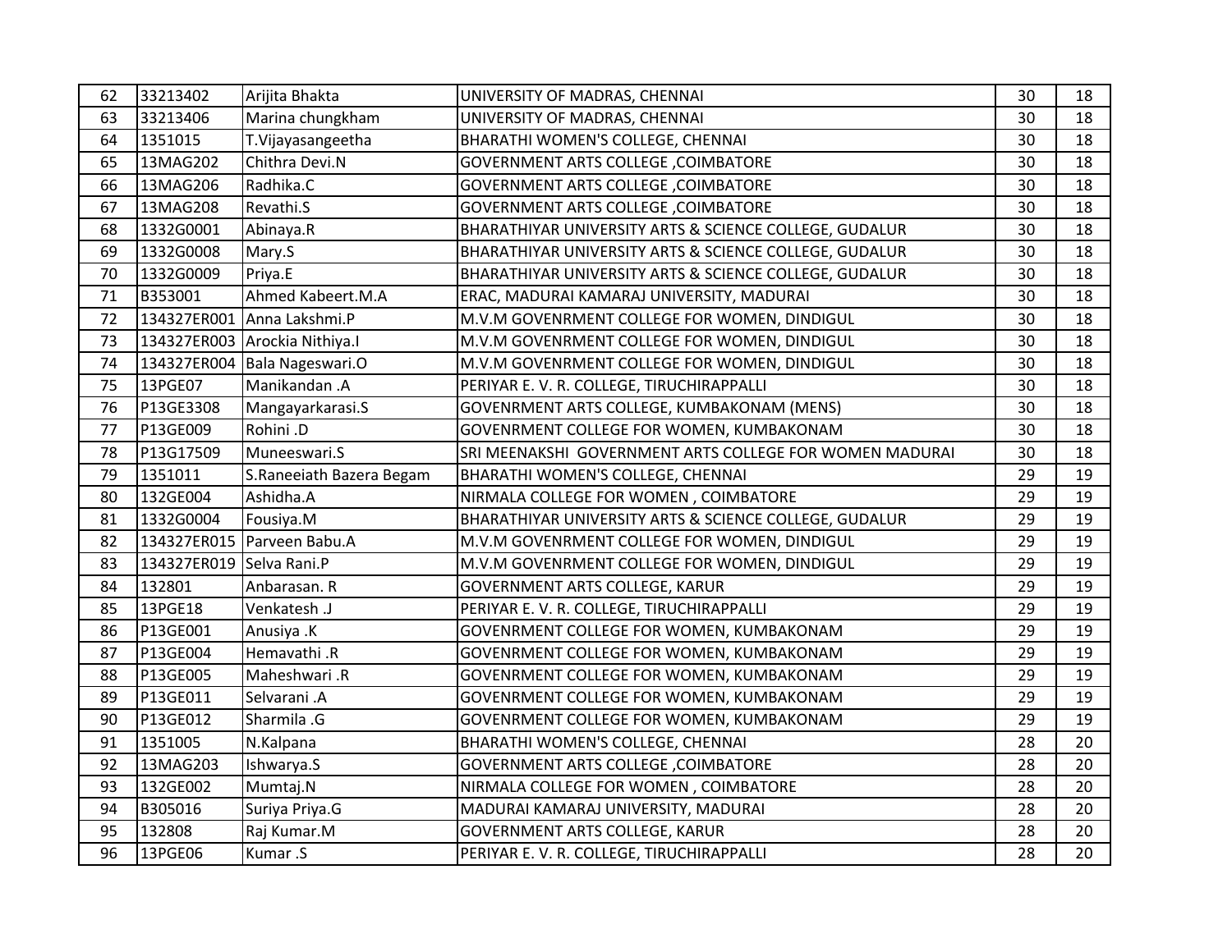| 62 | 33213402 | Arijita Bhakta | UNIVERSITY OF MADRAS, CHENNAI | 30 | 18 |
|---|---|---|---|---|---|
| 63 | 33213406 | Marina chungkham | UNIVERSITY OF MADRAS, CHENNAI | 30 | 18 |
| 64 | 1351015 | T.Vijayasangeetha | BHARATHI WOMEN'S COLLEGE, CHENNAI | 30 | 18 |
| 65 | 13MAG202 | Chithra Devi.N | GOVERNMENT ARTS COLLEGE ,COIMBATORE | 30 | 18 |
| 66 | 13MAG206 | Radhika.C | GOVERNMENT ARTS COLLEGE ,COIMBATORE | 30 | 18 |
| 67 | 13MAG208 | Revathi.S | GOVERNMENT ARTS COLLEGE ,COIMBATORE | 30 | 18 |
| 68 | 1332G0001 | Abinaya.R | BHARATHIYAR UNIVERSITY ARTS & SCIENCE COLLEGE, GUDALUR | 30 | 18 |
| 69 | 1332G0008 | Mary.S | BHARATHIYAR UNIVERSITY ARTS & SCIENCE COLLEGE, GUDALUR | 30 | 18 |
| 70 | 1332G0009 | Priya.E | BHARATHIYAR UNIVERSITY ARTS & SCIENCE COLLEGE, GUDALUR | 30 | 18 |
| 71 | B353001 | Ahmed Kabeert.M.A | ERAC, MADURAI KAMARAJ UNIVERSITY, MADURAI | 30 | 18 |
| 72 | 134327ER001 | Anna Lakshmi.P | M.V.M GOVENRMENT COLLEGE FOR WOMEN, DINDIGUL | 30 | 18 |
| 73 | 134327ER003 | Arockia Nithiya.I | M.V.M GOVENRMENT COLLEGE FOR WOMEN, DINDIGUL | 30 | 18 |
| 74 | 134327ER004 | Bala Nageswari.O | M.V.M GOVENRMENT COLLEGE FOR WOMEN, DINDIGUL | 30 | 18 |
| 75 | 13PGE07 | Manikandan .A | PERIYAR E. V. R. COLLEGE, TIRUCHIRAPPALLI | 30 | 18 |
| 76 | P13GE3308 | Mangayarkarasi.S | GOVENRMENT ARTS COLLEGE, KUMBAKONAM (MENS) | 30 | 18 |
| 77 | P13GE009 | Rohini .D | GOVENRMENT COLLEGE FOR WOMEN, KUMBAKONAM | 30 | 18 |
| 78 | P13G17509 | Muneeswari.S | SRI MEENAKSHI GOVERNMENT ARTS COLLEGE FOR WOMEN MADURAI | 30 | 18 |
| 79 | 1351011 | S.Raneeiath Bazera Begam | BHARATHI WOMEN'S COLLEGE, CHENNAI | 29 | 19 |
| 80 | 132GE004 | Ashidha.A | NIRMALA COLLEGE FOR WOMEN , COIMBATORE | 29 | 19 |
| 81 | 1332G0004 | Fousiya.M | BHARATHIYAR UNIVERSITY ARTS & SCIENCE COLLEGE, GUDALUR | 29 | 19 |
| 82 | 134327ER015 | Parveen Babu.A | M.V.M GOVENRMENT COLLEGE FOR WOMEN, DINDIGUL | 29 | 19 |
| 83 | 134327ER019 | Selva Rani.P | M.V.M GOVENRMENT COLLEGE FOR WOMEN, DINDIGUL | 29 | 19 |
| 84 | 132801 | Anbarasan. R | GOVERNMENT ARTS COLLEGE, KARUR | 29 | 19 |
| 85 | 13PGE18 | Venkatesh .J | PERIYAR E. V. R. COLLEGE, TIRUCHIRAPPALLI | 29 | 19 |
| 86 | P13GE001 | Anusiya .K | GOVENRMENT COLLEGE FOR WOMEN, KUMBAKONAM | 29 | 19 |
| 87 | P13GE004 | Hemavathi .R | GOVENRMENT COLLEGE FOR WOMEN, KUMBAKONAM | 29 | 19 |
| 88 | P13GE005 | Maheshwari .R | GOVENRMENT COLLEGE FOR WOMEN, KUMBAKONAM | 29 | 19 |
| 89 | P13GE011 | Selvarani .A | GOVENRMENT COLLEGE FOR WOMEN, KUMBAKONAM | 29 | 19 |
| 90 | P13GE012 | Sharmila .G | GOVENRMENT COLLEGE FOR WOMEN, KUMBAKONAM | 29 | 19 |
| 91 | 1351005 | N.Kalpana | BHARATHI WOMEN'S COLLEGE, CHENNAI | 28 | 20 |
| 92 | 13MAG203 | Ishwarya.S | GOVERNMENT ARTS COLLEGE ,COIMBATORE | 28 | 20 |
| 93 | 132GE002 | Mumtaj.N | NIRMALA COLLEGE FOR WOMEN , COIMBATORE | 28 | 20 |
| 94 | B305016 | Suriya Priya.G | MADURAI KAMARAJ UNIVERSITY, MADURAI | 28 | 20 |
| 95 | 132808 | Raj Kumar.M | GOVERNMENT ARTS COLLEGE, KARUR | 28 | 20 |
| 96 | 13PGE06 | Kumar .S | PERIYAR E. V. R. COLLEGE, TIRUCHIRAPPALLI | 28 | 20 |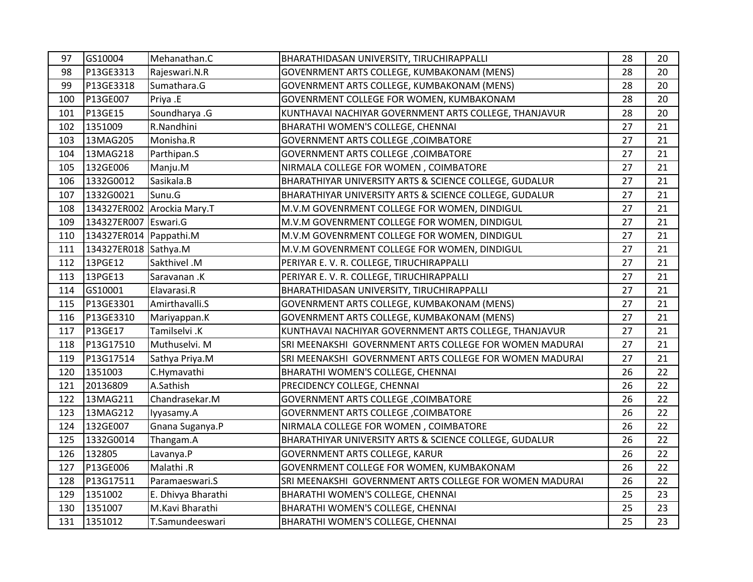| 97 | GS10004 | Mehanathan.C | BHARATHIDASAN UNIVERSITY, TIRUCHIRAPPALLI | 28 | 20 |
|---|---|---|---|---|---|
| 98 | P13GE3313 | Rajeswari.N.R | GOVENRMENT ARTS COLLEGE, KUMBAKONAM (MENS) | 28 | 20 |
| 99 | P13GE3318 | Sumathara.G | GOVENRMENT ARTS COLLEGE, KUMBAKONAM (MENS) | 28 | 20 |
| 100 | P13GE007 | Priya .E | GOVENRMENT COLLEGE FOR WOMEN, KUMBAKONAM | 28 | 20 |
| 101 | P13GE15 | Soundharya .G | KUNTHAVAI NACHIYAR GOVERNMENT ARTS COLLEGE, THANJAVUR | 28 | 20 |
| 102 | 1351009 | R.Nandhini | BHARATHI WOMEN'S COLLEGE, CHENNAI | 27 | 21 |
| 103 | 13MAG205 | Monisha.R | GOVERNMENT ARTS COLLEGE ,COIMBATORE | 27 | 21 |
| 104 | 13MAG218 | Parthipan.S | GOVERNMENT ARTS COLLEGE ,COIMBATORE | 27 | 21 |
| 105 | 132GE006 | Manju.M | NIRMALA COLLEGE FOR WOMEN , COIMBATORE | 27 | 21 |
| 106 | 1332G0012 | Sasikala.B | BHARATHIYAR UNIVERSITY ARTS & SCIENCE COLLEGE, GUDALUR | 27 | 21 |
| 107 | 1332G0021 | Sunu.G | BHARATHIYAR UNIVERSITY ARTS & SCIENCE COLLEGE, GUDALUR | 27 | 21 |
| 108 | 134327ER002 | Arockia Mary.T | M.V.M GOVENRMENT COLLEGE FOR WOMEN, DINDIGUL | 27 | 21 |
| 109 | 134327ER007 | Eswari.G | M.V.M GOVENRMENT COLLEGE FOR WOMEN, DINDIGUL | 27 | 21 |
| 110 | 134327ER014 | Pappathi.M | M.V.M GOVENRMENT COLLEGE FOR WOMEN, DINDIGUL | 27 | 21 |
| 111 | 134327ER018 | Sathya.M | M.V.M GOVENRMENT COLLEGE FOR WOMEN, DINDIGUL | 27 | 21 |
| 112 | 13PGE12 | Sakthivel .M | PERIYAR E. V. R. COLLEGE, TIRUCHIRAPPALLI | 27 | 21 |
| 113 | 13PGE13 | Saravanan .K | PERIYAR E. V. R. COLLEGE, TIRUCHIRAPPALLI | 27 | 21 |
| 114 | GS10001 | Elavarasi.R | BHARATHIDASAN UNIVERSITY, TIRUCHIRAPPALLI | 27 | 21 |
| 115 | P13GE3301 | Amirthavalli.S | GOVENRMENT ARTS COLLEGE, KUMBAKONAM (MENS) | 27 | 21 |
| 116 | P13GE3310 | Mariyappan.K | GOVENRMENT ARTS COLLEGE, KUMBAKONAM (MENS) | 27 | 21 |
| 117 | P13GE17 | Tamilselvi .K | KUNTHAVAI NACHIYAR GOVERNMENT ARTS COLLEGE, THANJAVUR | 27 | 21 |
| 118 | P13G17510 | Muthuselvi. M | SRI MEENAKSHI GOVERNMENT ARTS COLLEGE FOR WOMEN MADURAI | 27 | 21 |
| 119 | P13G17514 | Sathya Priya.M | SRI MEENAKSHI GOVERNMENT ARTS COLLEGE FOR WOMEN MADURAI | 27 | 21 |
| 120 | 1351003 | C.Hymavathi | BHARATHI WOMEN'S COLLEGE, CHENNAI | 26 | 22 |
| 121 | 20136809 | A.Sathish | PRECIDENCY COLLEGE, CHENNAI | 26 | 22 |
| 122 | 13MAG211 | Chandrasekar.M | GOVERNMENT ARTS COLLEGE ,COIMBATORE | 26 | 22 |
| 123 | 13MAG212 | Iyyasamy.A | GOVERNMENT ARTS COLLEGE ,COIMBATORE | 26 | 22 |
| 124 | 132GE007 | Gnana Suganya.P | NIRMALA COLLEGE FOR WOMEN , COIMBATORE | 26 | 22 |
| 125 | 1332G0014 | Thangam.A | BHARATHIYAR UNIVERSITY ARTS & SCIENCE COLLEGE, GUDALUR | 26 | 22 |
| 126 | 132805 | Lavanya.P | GOVERNMENT ARTS COLLEGE, KARUR | 26 | 22 |
| 127 | P13GE006 | Malathi .R | GOVENRMENT COLLEGE FOR WOMEN, KUMBAKONAM | 26 | 22 |
| 128 | P13G17511 | Paramaeswari.S | SRI MEENAKSHI GOVERNMENT ARTS COLLEGE FOR WOMEN MADURAI | 26 | 22 |
| 129 | 1351002 | E. Dhivya Bharathi | BHARATHI WOMEN'S COLLEGE, CHENNAI | 25 | 23 |
| 130 | 1351007 | M.Kavi Bharathi | BHARATHI WOMEN'S COLLEGE, CHENNAI | 25 | 23 |
| 131 | 1351012 | T.Samundeeswari | BHARATHI WOMEN'S COLLEGE, CHENNAI | 25 | 23 |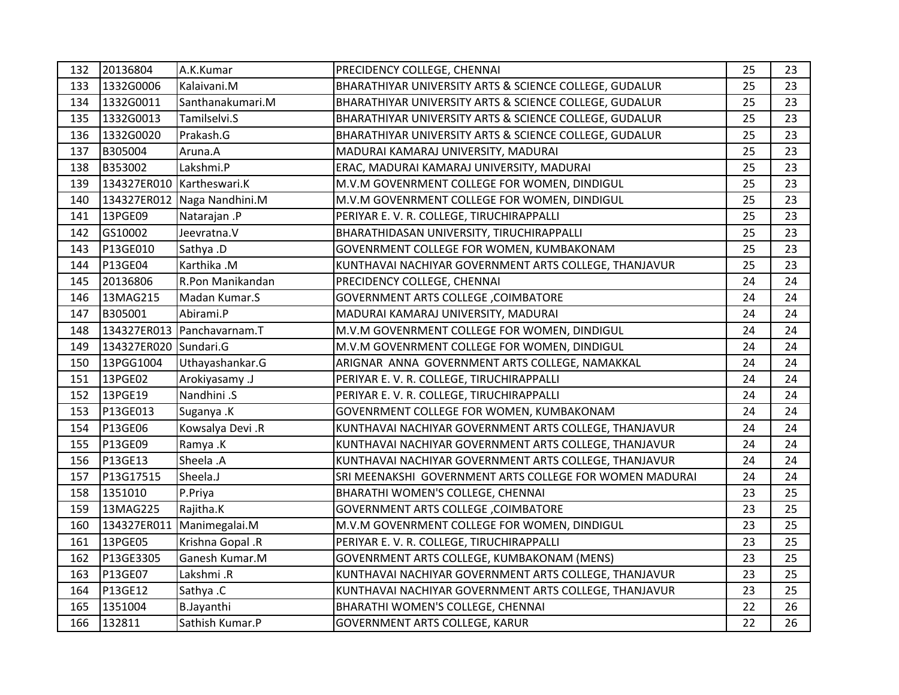| 132 | 20136804 | A.K.Kumar | PRECIDENCY COLLEGE, CHENNAI | 25 | 23 |
|---|---|---|---|---|---|
| 133 | 1332G0006 | Kalaivani.M | BHARATHIYAR UNIVERSITY ARTS & SCIENCE COLLEGE, GUDALUR | 25 | 23 |
| 134 | 1332G0011 | Santhanakumari.M | BHARATHIYAR UNIVERSITY ARTS & SCIENCE COLLEGE, GUDALUR | 25 | 23 |
| 135 | 1332G0013 | Tamilselvi.S | BHARATHIYAR UNIVERSITY ARTS & SCIENCE COLLEGE, GUDALUR | 25 | 23 |
| 136 | 1332G0020 | Prakash.G | BHARATHIYAR UNIVERSITY ARTS & SCIENCE COLLEGE, GUDALUR | 25 | 23 |
| 137 | B305004 | Aruna.A | MADURAI KAMARAJ UNIVERSITY, MADURAI | 25 | 23 |
| 138 | B353002 | Lakshmi.P | ERAC, MADURAI KAMARAJ UNIVERSITY, MADURAI | 25 | 23 |
| 139 | 134327ER010 | Kartheswari.K | M.V.M GOVENRMENT COLLEGE FOR WOMEN, DINDIGUL | 25 | 23 |
| 140 | 134327ER012 | Naga Nandhini.M | M.V.M GOVENRMENT COLLEGE FOR WOMEN, DINDIGUL | 25 | 23 |
| 141 | 13PGE09 | Natarajan .P | PERIYAR E. V. R. COLLEGE, TIRUCHIRAPPALLI | 25 | 23 |
| 142 | GS10002 | Jeevratna.V | BHARATHIDASAN UNIVERSITY, TIRUCHIRAPPALLI | 25 | 23 |
| 143 | P13GE010 | Sathya .D | GOVENRMENT COLLEGE FOR WOMEN, KUMBAKONAM | 25 | 23 |
| 144 | P13GE04 | Karthika .M | KUNTHAVAI NACHIYAR GOVERNMENT ARTS COLLEGE, THANJAVUR | 25 | 23 |
| 145 | 20136806 | R.Pon Manikandan | PRECIDENCY COLLEGE, CHENNAI | 24 | 24 |
| 146 | 13MAG215 | Madan Kumar.S | GOVERNMENT ARTS COLLEGE ,COIMBATORE | 24 | 24 |
| 147 | B305001 | Abirami.P | MADURAI KAMARAJ UNIVERSITY, MADURAI | 24 | 24 |
| 148 | 134327ER013 | Panchavarnam.T | M.V.M GOVENRMENT COLLEGE FOR WOMEN, DINDIGUL | 24 | 24 |
| 149 | 134327ER020 | Sundari.G | M.V.M GOVENRMENT COLLEGE FOR WOMEN, DINDIGUL | 24 | 24 |
| 150 | 13PGG1004 | Uthayashankar.G | ARIGNAR ANNA GOVERNMENT ARTS COLLEGE, NAMAKKAL | 24 | 24 |
| 151 | 13PGE02 | Arokiyasamy .J | PERIYAR E. V. R. COLLEGE, TIRUCHIRAPPALLI | 24 | 24 |
| 152 | 13PGE19 | Nandhini .S | PERIYAR E. V. R. COLLEGE, TIRUCHIRAPPALLI | 24 | 24 |
| 153 | P13GE013 | Suganya .K | GOVENRMENT COLLEGE FOR WOMEN, KUMBAKONAM | 24 | 24 |
| 154 | P13GE06 | Kowsalya Devi .R | KUNTHAVAI NACHIYAR GOVERNMENT ARTS COLLEGE, THANJAVUR | 24 | 24 |
| 155 | P13GE09 | Ramya .K | KUNTHAVAI NACHIYAR GOVERNMENT ARTS COLLEGE, THANJAVUR | 24 | 24 |
| 156 | P13GE13 | Sheela .A | KUNTHAVAI NACHIYAR GOVERNMENT ARTS COLLEGE, THANJAVUR | 24 | 24 |
| 157 | P13G17515 | Sheela.J | SRI MEENAKSHI GOVERNMENT ARTS COLLEGE FOR WOMEN MADURAI | 24 | 24 |
| 158 | 1351010 | P.Priya | BHARATHI WOMEN'S COLLEGE, CHENNAI | 23 | 25 |
| 159 | 13MAG225 | Rajitha.K | GOVERNMENT ARTS COLLEGE ,COIMBATORE | 23 | 25 |
| 160 | 134327ER011 | Manimegalai.M | M.V.M GOVENRMENT COLLEGE FOR WOMEN, DINDIGUL | 23 | 25 |
| 161 | 13PGE05 | Krishna Gopal .R | PERIYAR E. V. R. COLLEGE, TIRUCHIRAPPALLI | 23 | 25 |
| 162 | P13GE3305 | Ganesh Kumar.M | GOVENRMENT ARTS COLLEGE, KUMBAKONAM (MENS) | 23 | 25 |
| 163 | P13GE07 | Lakshmi .R | KUNTHAVAI NACHIYAR GOVERNMENT ARTS COLLEGE, THANJAVUR | 23 | 25 |
| 164 | P13GE12 | Sathya .C | KUNTHAVAI NACHIYAR GOVERNMENT ARTS COLLEGE, THANJAVUR | 23 | 25 |
| 165 | 1351004 | B.Jayanthi | BHARATHI WOMEN'S COLLEGE, CHENNAI | 22 | 26 |
| 166 | 132811 | Sathish Kumar.P | GOVERNMENT ARTS COLLEGE, KARUR | 22 | 26 |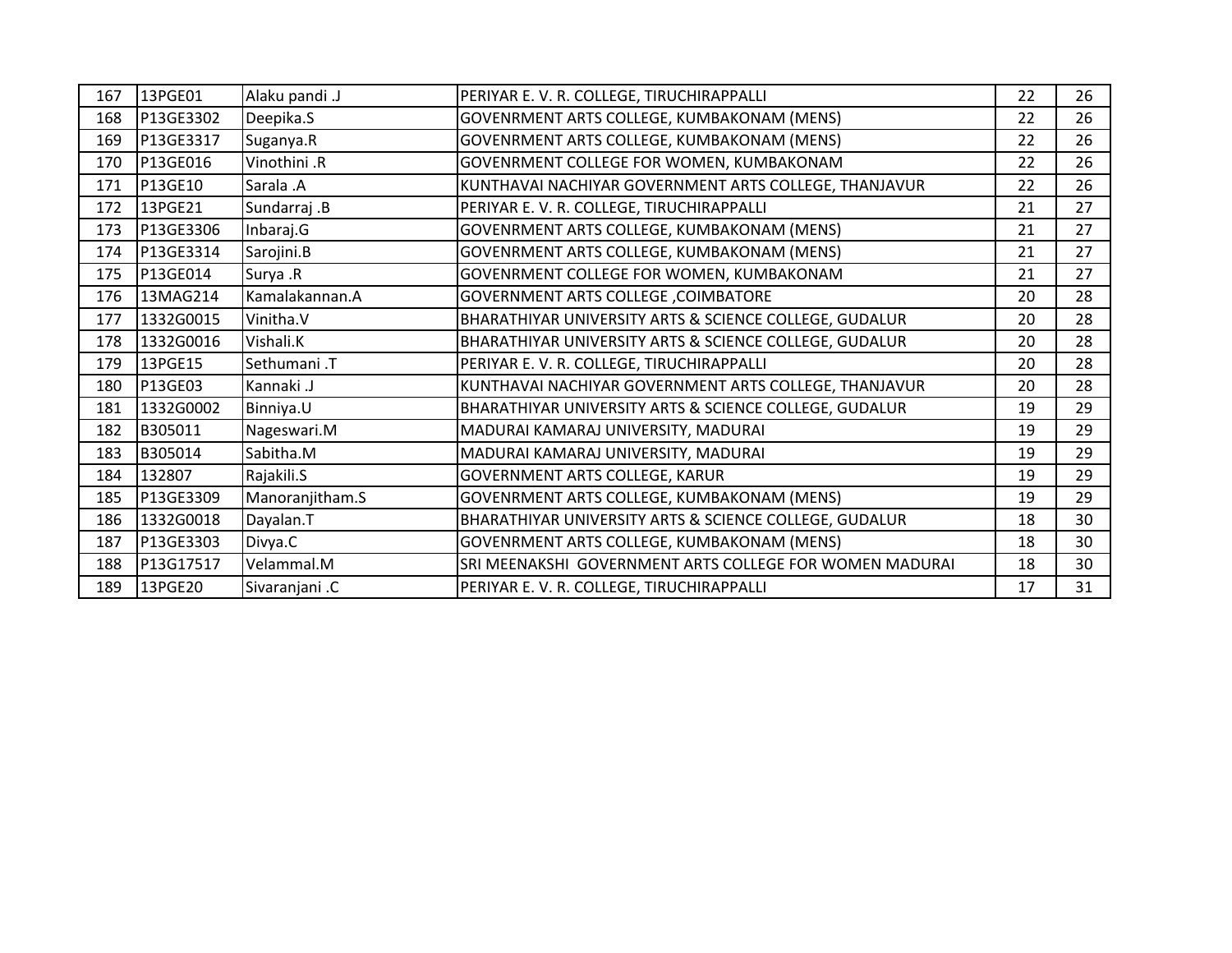| | | | | | |
|---|---|---|---|---|---|
| 167 | 13PGE01 | Alaku pandi .J | PERIYAR E. V. R. COLLEGE, TIRUCHIRAPPALLI | 22 | 26 |
| 168 | P13GE3302 | Deepika.S | GOVENRMENT ARTS COLLEGE, KUMBAKONAM (MENS) | 22 | 26 |
| 169 | P13GE3317 | Suganya.R | GOVENRMENT ARTS COLLEGE, KUMBAKONAM (MENS) | 22 | 26 |
| 170 | P13GE016 | Vinothini .R | GOVENRMENT COLLEGE FOR WOMEN, KUMBAKONAM | 22 | 26 |
| 171 | P13GE10 | Sarala .A | KUNTHAVAI NACHIYAR GOVERNMENT ARTS COLLEGE, THANJAVUR | 22 | 26 |
| 172 | 13PGE21 | Sundarraj .B | PERIYAR E. V. R. COLLEGE, TIRUCHIRAPPALLI | 21 | 27 |
| 173 | P13GE3306 | Inbaraj.G | GOVENRMENT ARTS COLLEGE, KUMBAKONAM (MENS) | 21 | 27 |
| 174 | P13GE3314 | Sarojini.B | GOVENRMENT ARTS COLLEGE, KUMBAKONAM (MENS) | 21 | 27 |
| 175 | P13GE014 | Surya .R | GOVENRMENT COLLEGE FOR WOMEN, KUMBAKONAM | 21 | 27 |
| 176 | 13MAG214 | Kamalakannan.A | GOVERNMENT ARTS COLLEGE ,COIMBATORE | 20 | 28 |
| 177 | 1332G0015 | Vinitha.V | BHARATHIYAR UNIVERSITY ARTS & SCIENCE COLLEGE, GUDALUR | 20 | 28 |
| 178 | 1332G0016 | Vishali.K | BHARATHIYAR UNIVERSITY ARTS & SCIENCE COLLEGE, GUDALUR | 20 | 28 |
| 179 | 13PGE15 | Sethumani .T | PERIYAR E. V. R. COLLEGE, TIRUCHIRAPPALLI | 20 | 28 |
| 180 | P13GE03 | Kannaki .J | KUNTHAVAI NACHIYAR GOVERNMENT ARTS COLLEGE, THANJAVUR | 20 | 28 |
| 181 | 1332G0002 | Binniya.U | BHARATHIYAR UNIVERSITY ARTS & SCIENCE COLLEGE, GUDALUR | 19 | 29 |
| 182 | B305011 | Nageswari.M | MADURAI KAMARAJ UNIVERSITY, MADURAI | 19 | 29 |
| 183 | B305014 | Sabitha.M | MADURAI KAMARAJ UNIVERSITY, MADURAI | 19 | 29 |
| 184 | 132807 | Rajakili.S | GOVERNMENT ARTS COLLEGE, KARUR | 19 | 29 |
| 185 | P13GE3309 | Manoranjitham.S | GOVENRMENT ARTS COLLEGE, KUMBAKONAM (MENS) | 19 | 29 |
| 186 | 1332G0018 | Dayalan.T | BHARATHIYAR UNIVERSITY ARTS & SCIENCE COLLEGE, GUDALUR | 18 | 30 |
| 187 | P13GE3303 | Divya.C | GOVENRMENT ARTS COLLEGE, KUMBAKONAM (MENS) | 18 | 30 |
| 188 | P13G17517 | Velammal.M | SRI MEENAKSHI GOVERNMENT ARTS COLLEGE FOR WOMEN MADURAI | 18 | 30 |
| 189 | 13PGE20 | Sivaranjani .C | PERIYAR E. V. R. COLLEGE, TIRUCHIRAPPALLI | 17 | 31 |